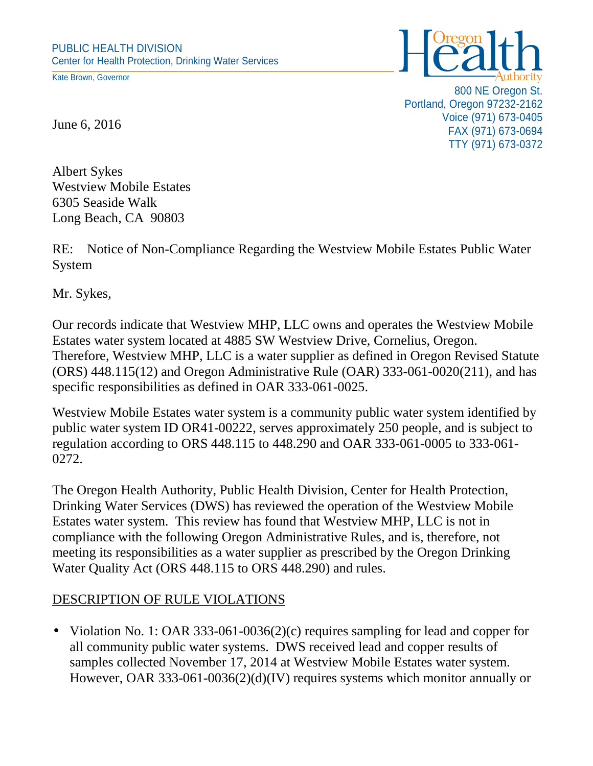PUBLIC HEALTH DIVISION
Center for Health Protection, Drinking Water Services

Kate Brown, Governor

Oregon Health Authority

800 NE Oregon St.
Portland, Oregon 97232-2162
Voice (971) 673-0405
FAX (971) 673-0694
TTY (971) 673-0372

June 6, 2016

Albert Sykes
Westview Mobile Estates
6305 Seaside Walk
Long Beach, CA 90803

RE: Notice of Non-Compliance Regarding the Westview Mobile Estates Public Water System

Mr. Sykes,

Our records indicate that Westview MHP, LLC owns and operates the Westview Mobile Estates water system located at 4885 SW Westview Drive, Cornelius, Oregon. Therefore, Westview MHP, LLC is a water supplier as defined in Oregon Revised Statute (ORS) 448.115(12) and Oregon Administrative Rule (OAR) 333-061-0020(211), and has specific responsibilities as defined in OAR 333-061-0025.

Westview Mobile Estates water system is a community public water system identified by public water system ID OR41-00222, serves approximately 250 people, and is subject to regulation according to ORS 448.115 to 448.290 and OAR 333-061-0005 to 333-061-0272.

The Oregon Health Authority, Public Health Division, Center for Health Protection, Drinking Water Services (DWS) has reviewed the operation of the Westview Mobile Estates water system. This review has found that Westview MHP, LLC is not in compliance with the following Oregon Administrative Rules, and is, therefore, not meeting its responsibilities as a water supplier as prescribed by the Oregon Drinking Water Quality Act (ORS 448.115 to ORS 448.290) and rules.

## DESCRIPTION OF RULE VIOLATIONS

- Violation No. 1: OAR 333-061-0036(2)(c) requires sampling for lead and copper for all community public water systems. DWS received lead and copper results of samples collected November 17, 2014 at Westview Mobile Estates water system. However, OAR 333-061-0036(2)(d)(IV) requires systems which monitor annually or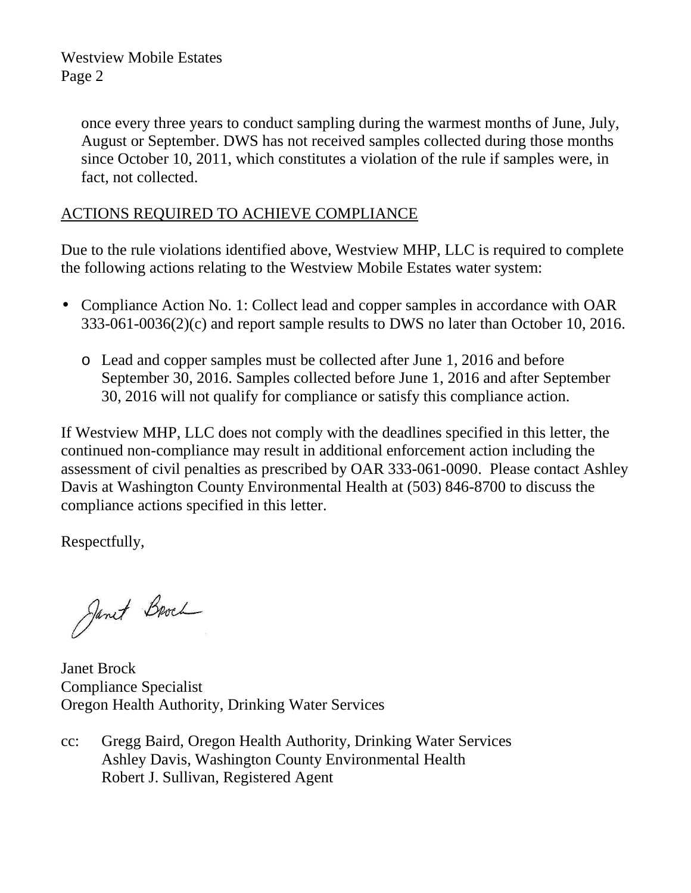once every three years to conduct sampling during the warmest months of June, July, August or September. DWS has not received samples collected during those months since October 10, 2011, which constitutes a violation of the rule if samples were, in fact, not collected.

## ACTIONS REQUIRED TO ACHIEVE COMPLIANCE

Due to the rule violations identified above, Westview MHP, LLC is required to complete the following actions relating to the Westview Mobile Estates water system:

- Compliance Action No. 1: Collect lead and copper samples in accordance with OAR 333-061-0036(2)(c) and report sample results to DWS no later than October 10, 2016.
  - Lead and copper samples must be collected after June 1, 2016 and before September 30, 2016. Samples collected before June 1, 2016 and after September 30, 2016 will not qualify for compliance or satisfy this compliance action.

If Westview MHP, LLC does not comply with the deadlines specified in this letter, the continued non-compliance may result in additional enforcement action including the assessment of civil penalties as prescribed by OAR 333-061-0090. Please contact Ashley Davis at Washington County Environmental Health at (503) 846-8700 to discuss the compliance actions specified in this letter.

Respectfully,

Janet Brock

Janet Brock
Compliance Specialist
Oregon Health Authority, Drinking Water Services

cc: Gregg Baird, Oregon Health Authority, Drinking Water Services
Ashley Davis, Washington County Environmental Health
Robert J. Sullivan, Registered Agent